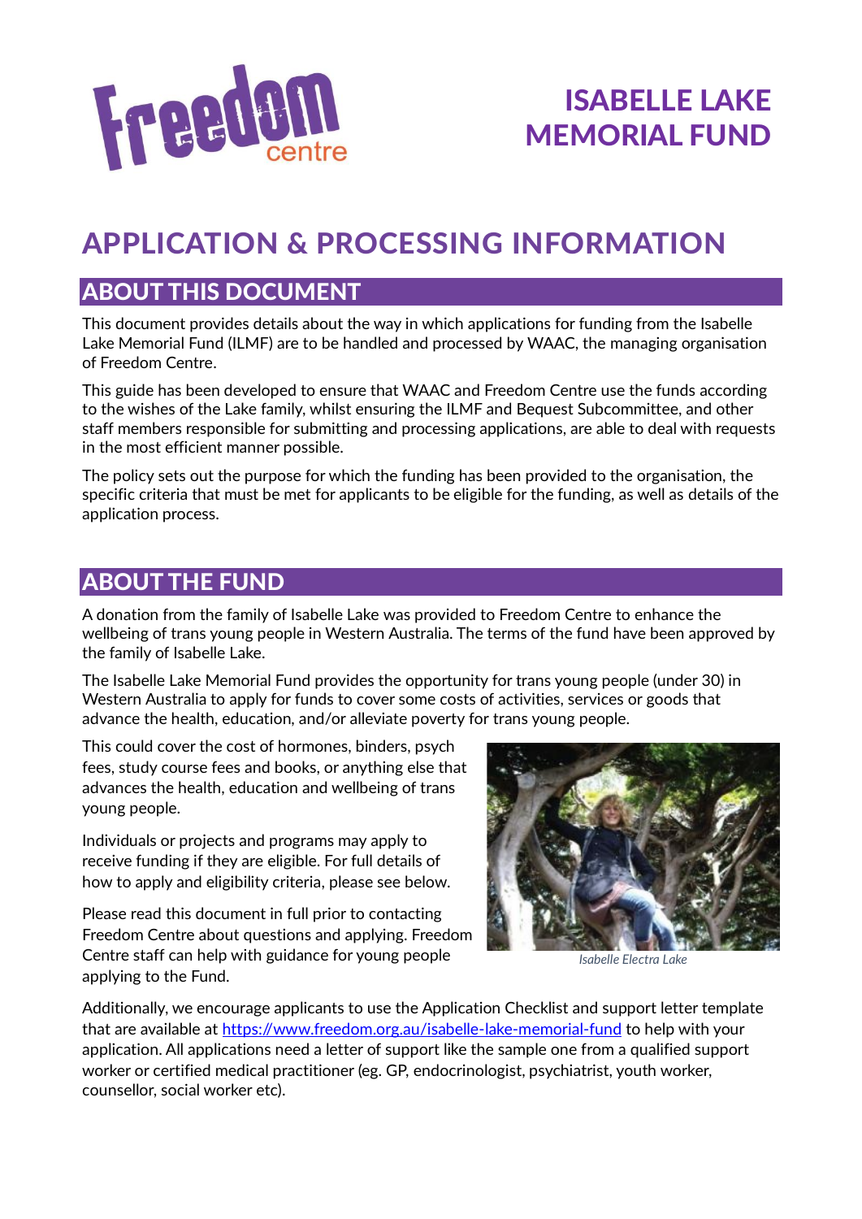Freedom centre

# ISABELLE LAKE MEMORIAL FUND

# APPLICATION & PROCESSING INFORMATION

## ABOUT THIS DOCUMENT

This document provides details about the way in which applications for funding from the Isabelle Lake Memorial Fund (ILMF) are to be handled and processed by WAAC, the managing organisation of Freedom Centre.

This guide has been developed to ensure that WAAC and Freedom Centre use the funds according to the wishes of the Lake family, whilst ensuring the ILMF and Bequest Subcommittee, and other staff members responsible for submitting and processing applications, are able to deal with requests in the most efficient manner possible.

The policy sets out the purpose for which the funding has been provided to the organisation, the specific criteria that must be met for applicants to be eligible for the funding, as well as details of the application process.

## ABOUT THE FUND

A donation from the family of Isabelle Lake was provided to Freedom Centre to enhance the wellbeing of trans young people in Western Australia. The terms of the fund have been approved by the family of Isabelle Lake.

The Isabelle Lake Memorial Fund provides the opportunity for trans young people (under 30) in Western Australia to apply for funds to cover some costs of activities, services or goods that advance the health, education, and/or alleviate poverty for trans young people.

This could cover the cost of hormones, binders, psych fees, study course fees and books, or anything else that advances the health, education and wellbeing of trans young people.

Individuals or projects and programs may apply to receive funding if they are eligible. For full details of how to apply and eligibility criteria, please see below.

Please read this document in full prior to contacting Freedom Centre about questions and applying. Freedom Centre staff can help with guidance for young people applying to the Fund.

*Isabelle Electra Lake*

Additionally, we encourage applicants to use the Application Checklist and support letter template that are available at [https://www.freedom.org.au/isabelle-lake-memorial-fund](https://www.freedom.org.au/isabelle-lake-memorial-fund) to help with your application. All applications need a letter of support like the sample one from a qualified support worker or certified medical practitioner (eg. GP, endocrinologist, psychiatrist, youth worker, counsellor, social worker etc).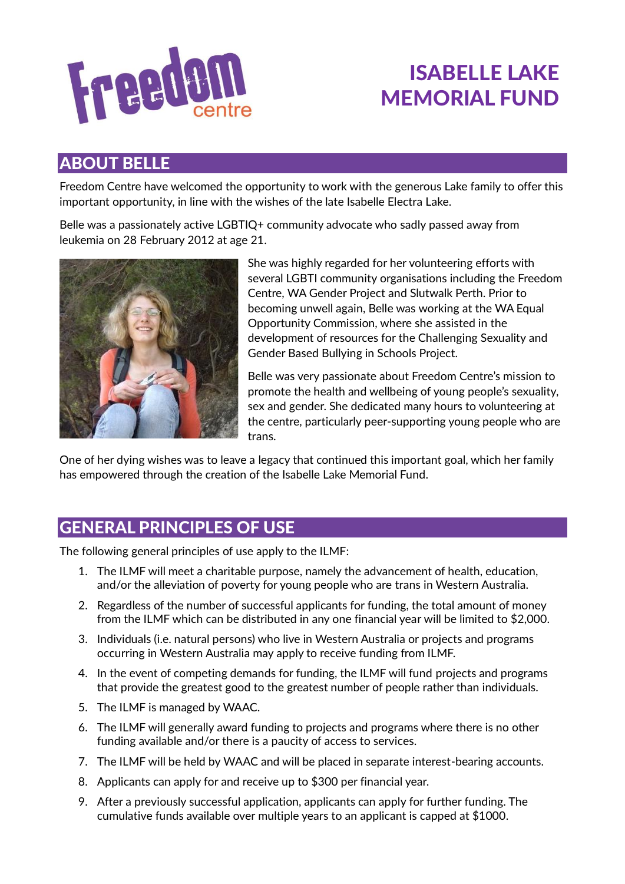# ISABELLE LAKE MEMORIAL FUND

## ABOUT BELLE

Freedom Centre have welcomed the opportunity to work with the generous Lake family to offer this important opportunity, in line with the wishes of the late Isabelle Electra Lake.

Belle was a passionately active LGBTIQ+ community advocate who sadly passed away from leukemia on 28 February 2012 at age 21.

She was highly regarded for her volunteering efforts with several LGBTI community organisations including the Freedom Centre, WA Gender Project and Slutwalk Perth. Prior to becoming unwell again, Belle was working at the WA Equal Opportunity Commission, where she assisted in the development of resources for the Challenging Sexuality and Gender Based Bullying in Schools Project.

Belle was very passionate about Freedom Centre's mission to promote the health and wellbeing of young people's sexuality, sex and gender. She dedicated many hours to volunteering at the centre, particularly peer-supporting young people who are trans.

One of her dying wishes was to leave a legacy that continued this important goal, which her family has empowered through the creation of the Isabelle Lake Memorial Fund.

## GENERAL PRINCIPLES OF USE

The following general principles of use apply to the ILMF:

1. The ILMF will meet a charitable purpose, namely the advancement of health, education, and/or the alleviation of poverty for young people who are trans in Western Australia.
2. Regardless of the number of successful applicants for funding, the total amount of money from the ILMF which can be distributed in any one financial year will be limited to $2,000.
3. Individuals (i.e. natural persons) who live in Western Australia or projects and programs occurring in Western Australia may apply to receive funding from ILMF.
4. In the event of competing demands for funding, the ILMF will fund projects and programs that provide the greatest good to the greatest number of people rather than individuals.
5. The ILMF is managed by WAAC.
6. The ILMF will generally award funding to projects and programs where there is no other funding available and/or there is a paucity of access to services.
7. The ILMF will be held by WAAC and will be placed in separate interest-bearing accounts.
8. Applicants can apply for and receive up to $300 per financial year.
9. After a previously successful application, applicants can apply for further funding. The cumulative funds available over multiple years to an applicant is capped at $1000.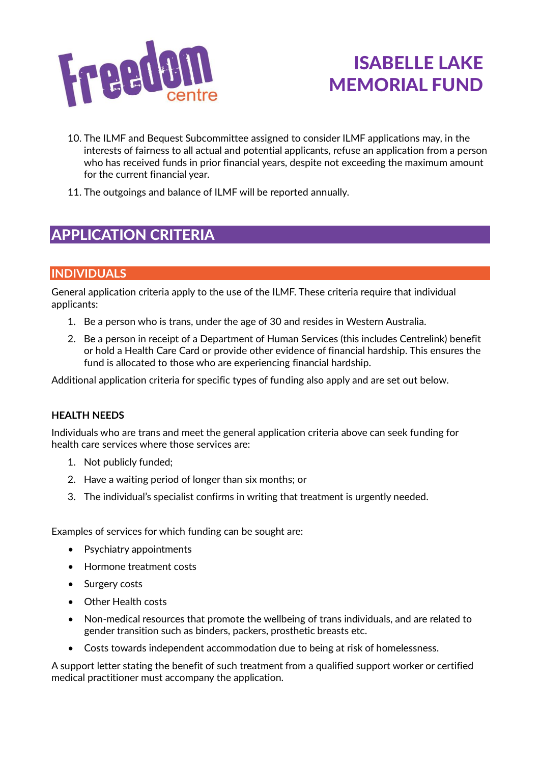10. The ILMF and Bequest Subcommittee assigned to consider ILMF applications may, in the interests of fairness to all actual and potential applicants, refuse an application from a person who has received funds in prior financial years, despite not exceeding the maximum amount for the current financial year.
11. The outgoings and balance of ILMF will be reported annually.

## APPLICATION CRITERIA

### INDIVIDUALS

General application criteria apply to the use of the ILMF. These criteria require that individual applicants:

1. Be a person who is trans, under the age of 30 and resides in Western Australia.
2. Be a person in receipt of a Department of Human Services (this includes Centrelink) benefit or hold a Health Care Card or provide other evidence of financial hardship. This ensures the fund is allocated to those who are experiencing financial hardship.

Additional application criteria for specific types of funding also apply and are set out below.

#### HEALTH NEEDS

Individuals who are trans and meet the general application criteria above can seek funding for health care services where those services are:

1. Not publicly funded;
2. Have a waiting period of longer than six months; or
3. The individual's specialist confirms in writing that treatment is urgently needed.

Examples of services for which funding can be sought are:

- Psychiatry appointments
- Hormone treatment costs
- Surgery costs
- Other Health costs
- Non-medical resources that promote the wellbeing of trans individuals, and are related to gender transition such as binders, packers, prosthetic breasts etc.
- Costs towards independent accommodation due to being at risk of homelessness.

A support letter stating the benefit of such treatment from a qualified support worker or certified medical practitioner must accompany the application.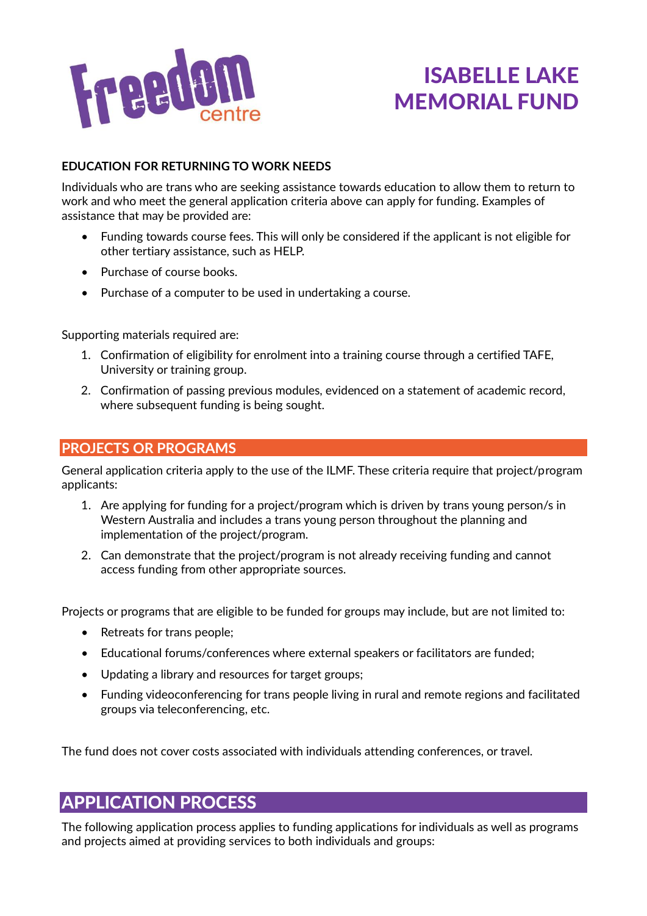### EDUCATION FOR RETURNING TO WORK NEEDS

Individuals who are trans who are seeking assistance towards education to allow them to return to work and who meet the general application criteria above can apply for funding. Examples of assistance that may be provided are:

- Funding towards course fees. This will only be considered if the applicant is not eligible for other tertiary assistance, such as HELP.
- Purchase of course books.
- Purchase of a computer to be used in undertaking a course.

Supporting materials required are:

1. Confirmation of eligibility for enrolment into a training course through a certified TAFE, University or training group.
2. Confirmation of passing previous modules, evidenced on a statement of academic record, where subsequent funding is being sought.

## PROJECTS OR PROGRAMS

General application criteria apply to the use of the ILMF. These criteria require that project/program applicants:

1. Are applying for funding for a project/program which is driven by trans young person/s in Western Australia and includes a trans young person throughout the planning and implementation of the project/program.
2. Can demonstrate that the project/program is not already receiving funding and cannot access funding from other appropriate sources.

Projects or programs that are eligible to be funded for groups may include, but are not limited to:

- Retreats for trans people;
- Educational forums/conferences where external speakers or facilitators are funded;
- Updating a library and resources for target groups;
- Funding videoconferencing for trans people living in rural and remote regions and facilitated groups via teleconferencing, etc.

The fund does not cover costs associated with individuals attending conferences, or travel.

## APPLICATION PROCESS

The following application process applies to funding applications for individuals as well as programs and projects aimed at providing services to both individuals and groups: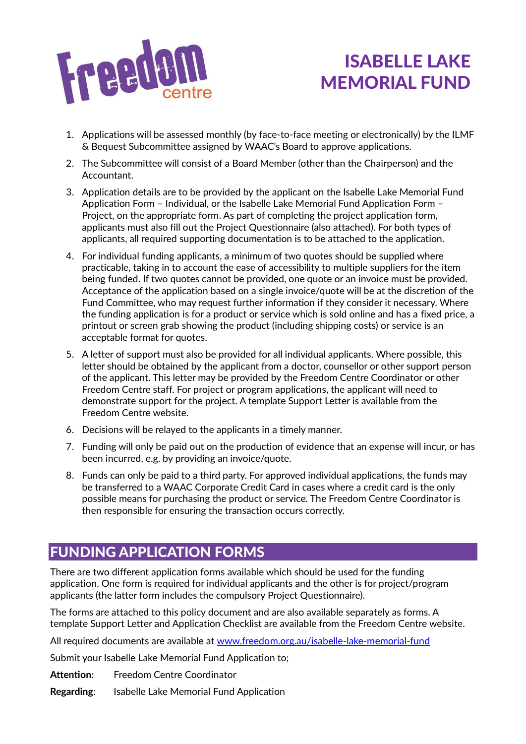# ISABELLE LAKE MEMORIAL FUND

1. Applications will be assessed monthly (by face-to-face meeting or electronically) by the ILMF & Bequest Subcommittee assigned by WAAC's Board to approve applications.
2. The Subcommittee will consist of a Board Member (other than the Chairperson) and the Accountant.
3. Application details are to be provided by the applicant on the Isabelle Lake Memorial Fund Application Form – Individual, or the Isabelle Lake Memorial Fund Application Form – Project, on the appropriate form. As part of completing the project application form, applicants must also fill out the Project Questionnaire (also attached). For both types of applicants, all required supporting documentation is to be attached to the application.
4. For individual funding applicants, a minimum of two quotes should be supplied where practicable, taking in to account the ease of accessibility to multiple suppliers for the item being funded. If two quotes cannot be provided, one quote or an invoice must be provided. Acceptance of the application based on a single invoice/quote will be at the discretion of the Fund Committee, who may request further information if they consider it necessary. Where the funding application is for a product or service which is sold online and has a fixed price, a printout or screen grab showing the product (including shipping costs) or service is an acceptable format for quotes.
5. A letter of support must also be provided for all individual applicants. Where possible, this letter should be obtained by the applicant from a doctor, counsellor or other support person of the applicant. This letter may be provided by the Freedom Centre Coordinator or other Freedom Centre staff. For project or program applications, the applicant will need to demonstrate support for the project. A template Support Letter is available from the Freedom Centre website.
6. Decisions will be relayed to the applicants in a timely manner.
7. Funding will only be paid out on the production of evidence that an expense will incur, or has been incurred, e.g. by providing an invoice/quote.
8. Funds can only be paid to a third party. For approved individual applications, the funds may be transferred to a WAAC Corporate Credit Card in cases where a credit card is the only possible means for purchasing the product or service. The Freedom Centre Coordinator is then responsible for ensuring the transaction occurs correctly.

## FUNDING APPLICATION FORMS

There are two different application forms available which should be used for the funding application. One form is required for individual applicants and the other is for project/program applicants (the latter form includes the compulsory Project Questionnaire).

The forms are attached to this policy document and are also available separately as forms. A template Support Letter and Application Checklist are available from the Freedom Centre website.

All required documents are available at [www.freedom.org.au/isabelle-lake-memorial-fund](http://www.freedom.org.au/isabelle-lake-memorial-fund)

Submit your Isabelle Lake Memorial Fund Application to;

**Attention**: Freedom Centre Coordinator

**Regarding**: Isabelle Lake Memorial Fund Application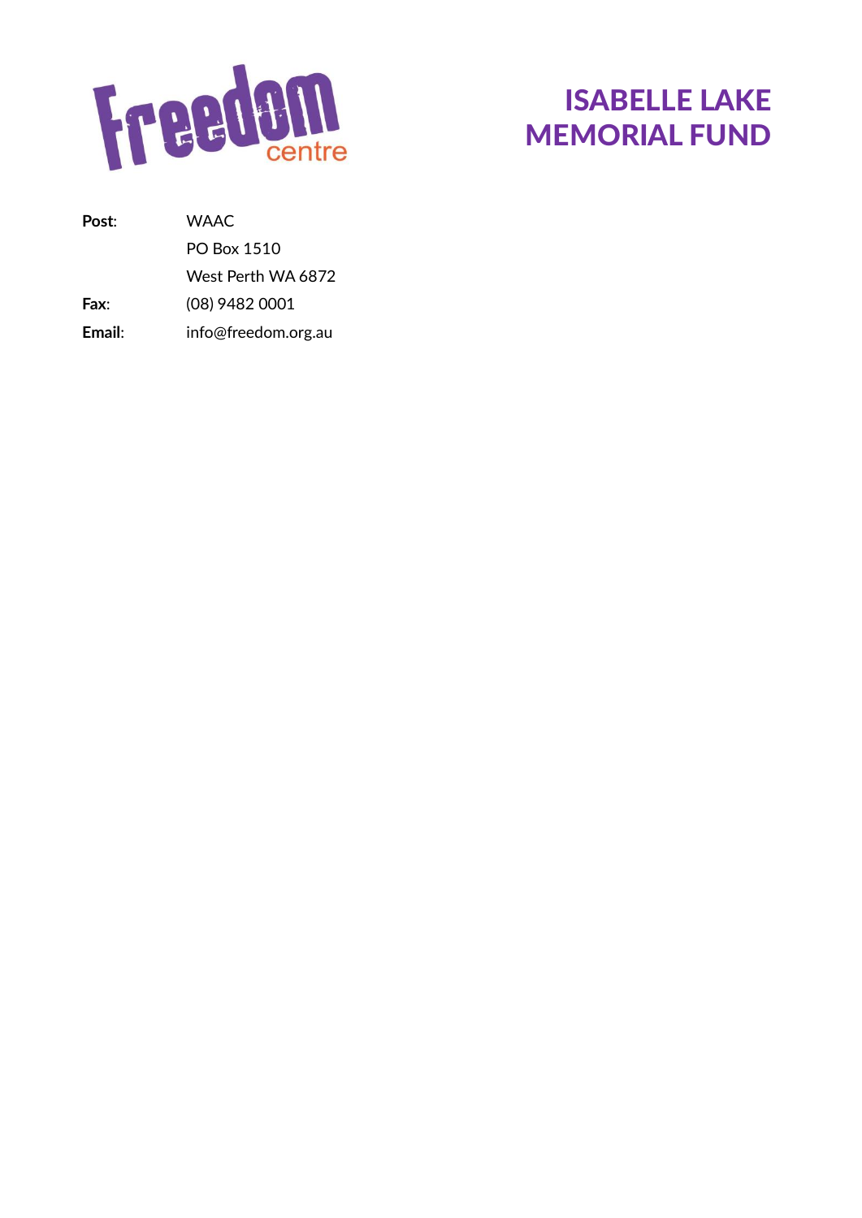Freedom centre

# ISABELLE LAKE MEMORIAL FUND

| | |
|---|---|
| **Post**: | WAAC |
| | PO Box 1510 |
| | West Perth WA 6872 |
| **Fax**: | (08) 9482 0001 |
| **Email**: | info@freedom.org.au |